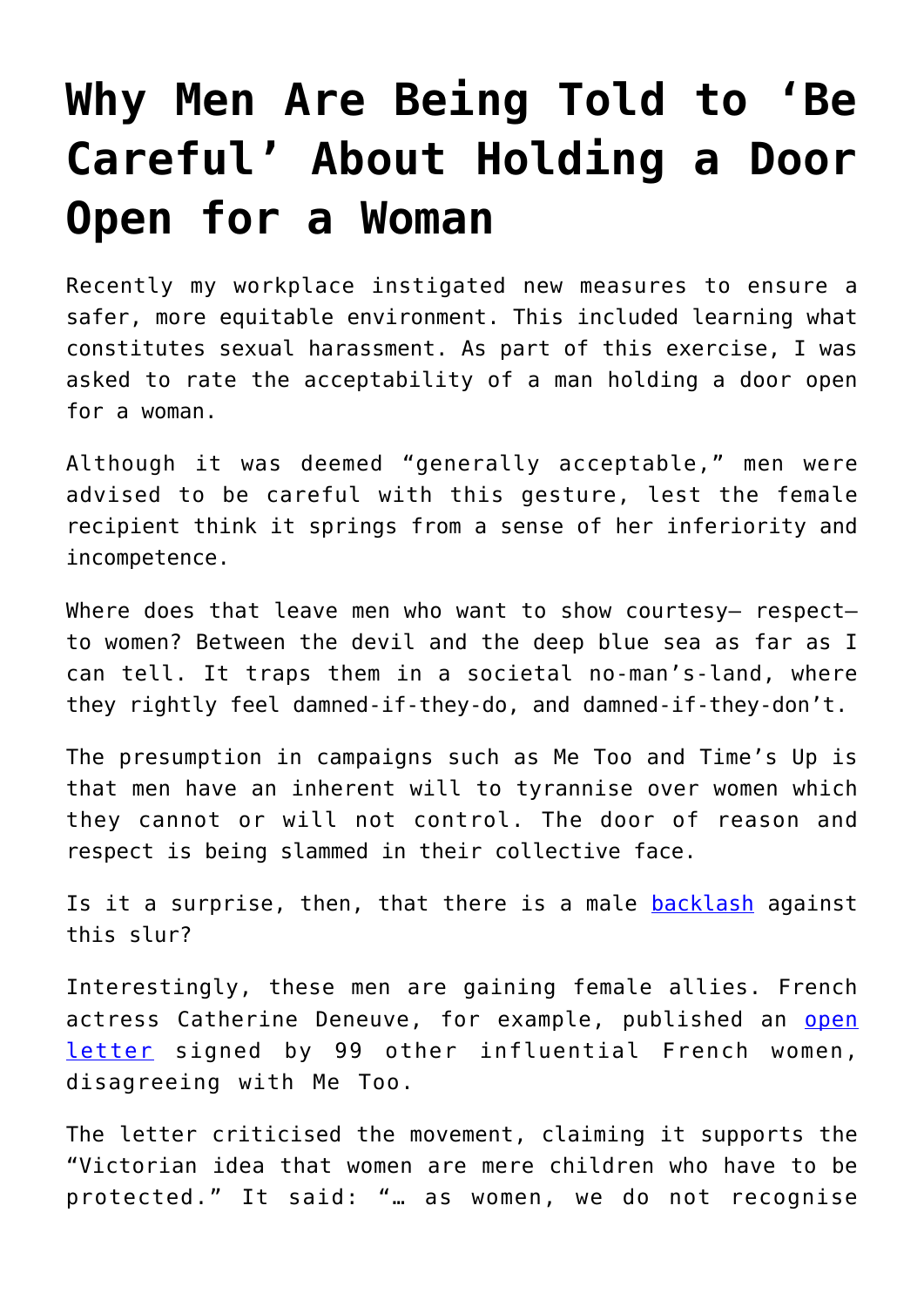# Why Men Are Being Told to 'Be Careful' About Holding a Door Open for a Woman

Recently my workplace instigated new measures to ensure a safer, more equitable environment. This included learning what constitutes sexual harassment. As part of this exercise, I was asked to rate the acceptability of a man holding a door open for a woman.

Although it was deemed "generally acceptable," men were advised to be careful with this gesture, lest the female recipient think it springs from a sense of her inferiority and incompetence.

Where does that leave men who want to show courtesy— respect— to women? Between the devil and the deep blue sea as far as I can tell. It traps them in a societal no-man's-land, where they rightly feel damned-if-they-do, and damned-if-they-don't.

The presumption in campaigns such as Me Too and Time's Up is that men have an inherent will to tyrannise over women which they cannot or will not control. The door of reason and respect is being slammed in their collective face.

Is it a surprise, then, that there is a male backlash against this slur?

Interestingly, these men are gaining female allies. French actress Catherine Deneuve, for example, published an open letter signed by 99 other influential French women, disagreeing with Me Too.

The letter criticised the movement, claiming it supports the "Victorian idea that women are mere children who have to be protected." It said: "… as women, we do not recognise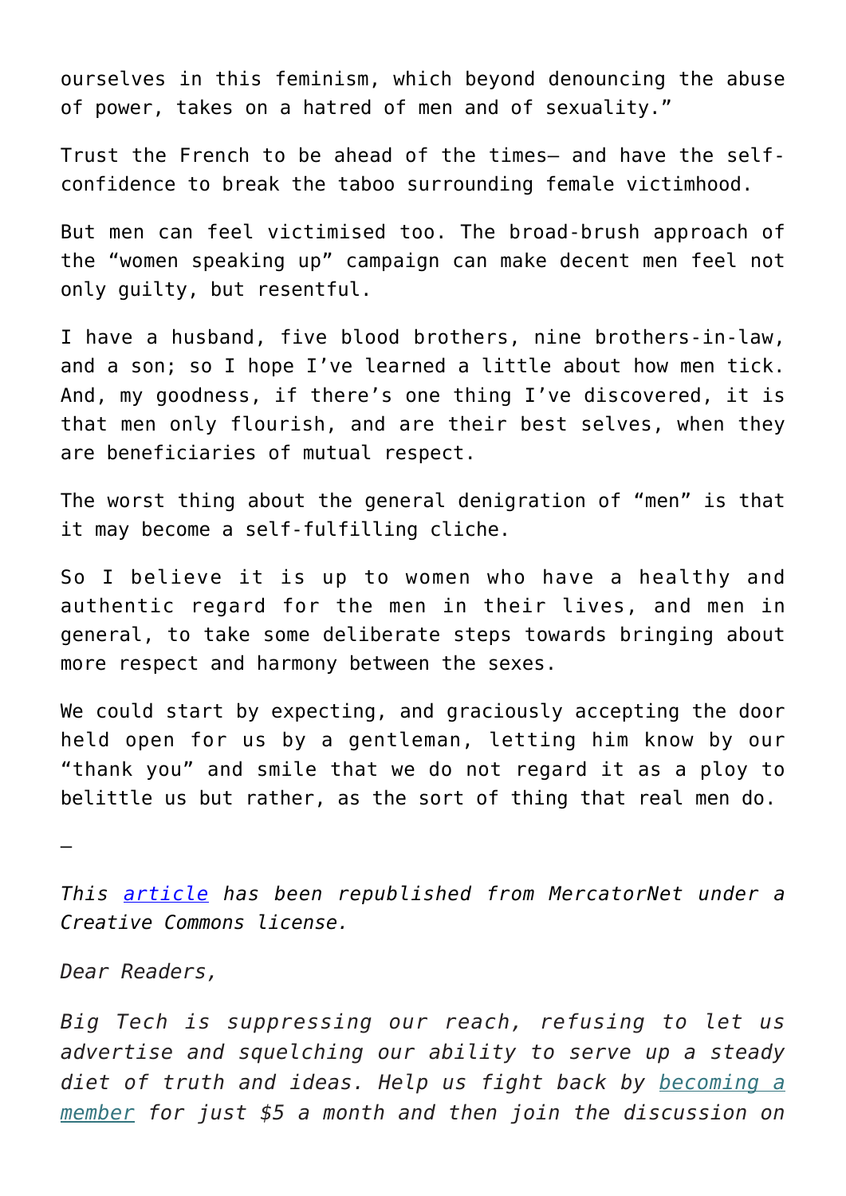ourselves in this feminism, which beyond denouncing the abuse of power, takes on a hatred of men and of sexuality."

Trust the French to be ahead of the times— and have the self-confidence to break the taboo surrounding female victimhood.

But men can feel victimised too. The broad-brush approach of the "women speaking up" campaign can make decent men feel not only guilty, but resentful.

I have a husband, five blood brothers, nine brothers-in-law, and a son; so I hope I've learned a little about how men tick. And, my goodness, if there's one thing I've discovered, it is that men only flourish, and are their best selves, when they are beneficiaries of mutual respect.

The worst thing about the general denigration of "men" is that it may become a self-fulfilling cliche.

So I believe it is up to women who have a healthy and authentic regard for the men in their lives, and men in general, to take some deliberate steps towards bringing about more respect and harmony between the sexes.

We could start by expecting, and graciously accepting the door held open for us by a gentleman, letting him know by our "thank you" and smile that we do not regard it as a ploy to belittle us but rather, as the sort of thing that real men do.

—

*This [article](article) has been republished from MercatorNet under a Creative Commons license.*

*Dear Readers,*

*Big Tech is suppressing our reach, refusing to let us advertise and squelching our ability to serve up a steady diet of truth and ideas. Help us fight back by [becoming a member](becoming a member) for just $5 a month and then join the discussion on*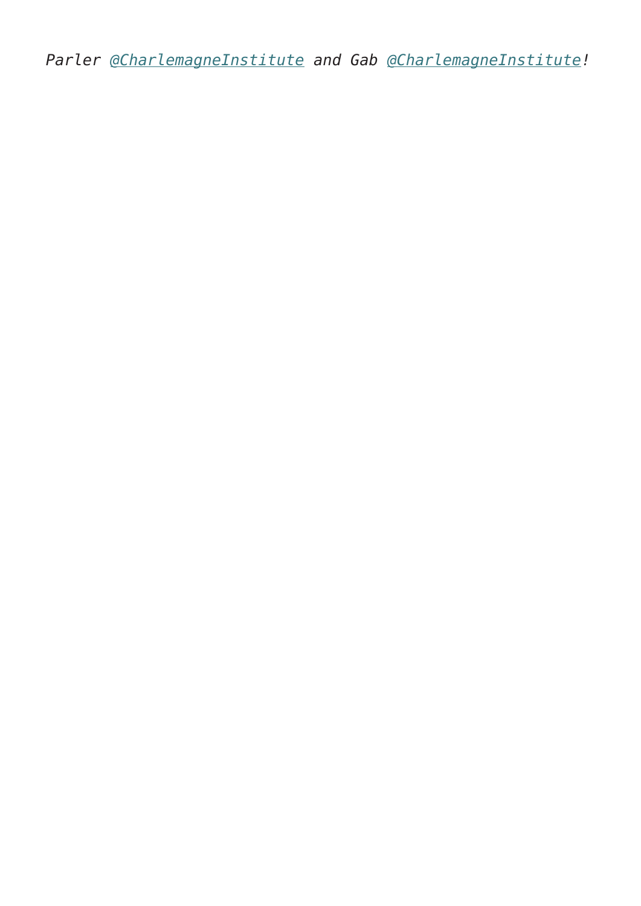*Parler @CharlemagneInstitute and Gab @CharlemagneInstitute!*